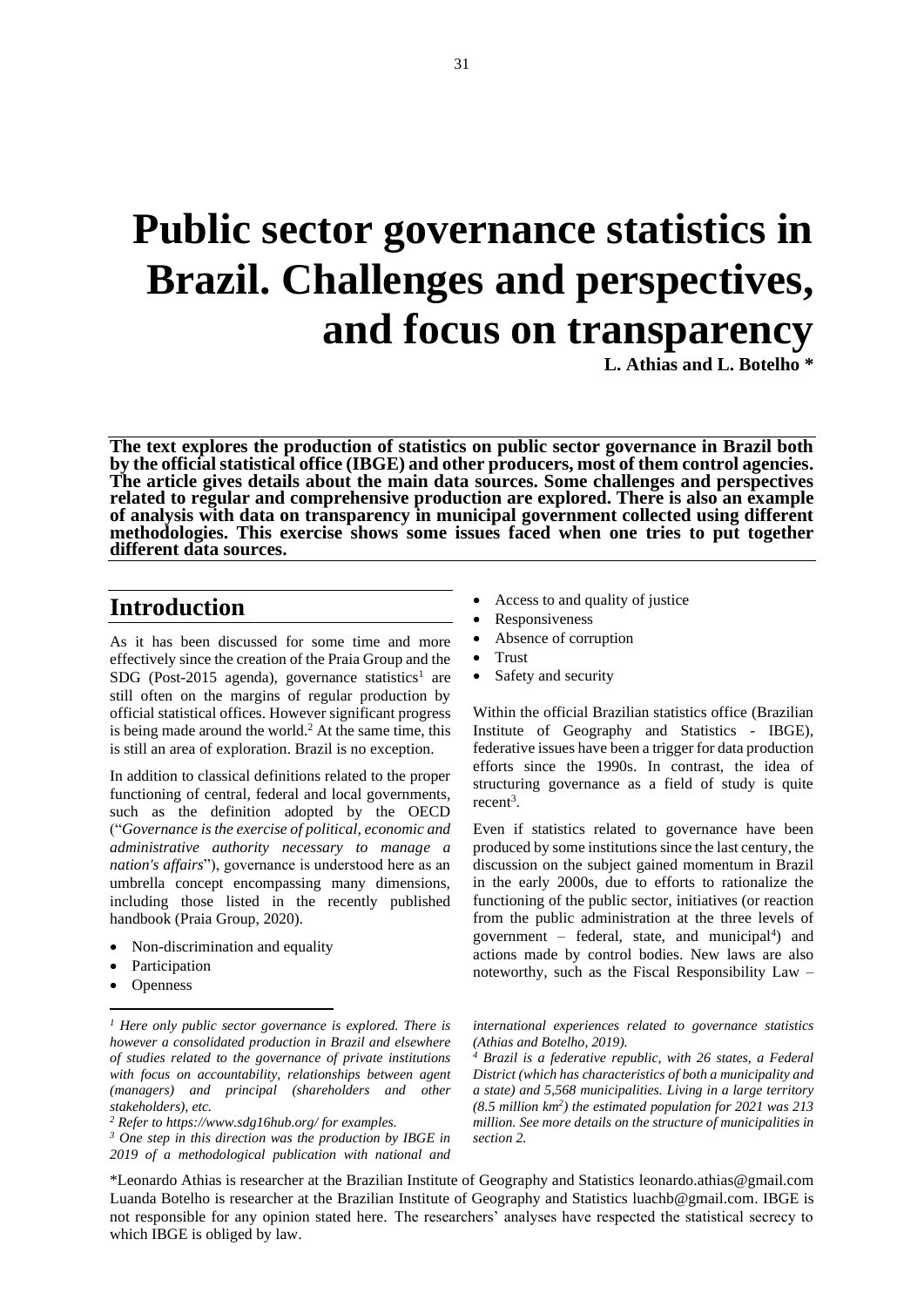# Public sector governance statistics in Brazil. Challenges and perspectives, and focus on transparency

**L. Athias and L. Botelho \***

**The text explores the production of statistics on public sector governance in Brazil both by the official statistical office (IBGE) and other producers, most of them control agencies. The article gives details about the main data sources. Some challenges and perspectives related to regular and comprehensive production are explored. There is also an example of analysis with data on transparency in municipal government collected using different methodologies. This exercise shows some issues faced when one tries to put together different data sources.**

## Introduction

As it has been discussed for some time and more effectively since the creation of the Praia Group and the SDG (Post-2015 agenda), governance statistics[1] are still often on the margins of regular production by official statistical offices. However significant progress is being made around the world.[2] At the same time, this is still an area of exploration. Brazil is no exception.

In addition to classical definitions related to the proper functioning of central, federal and local governments, such as the definition adopted by the OECD ("*Governance is the exercise of political, economic and administrative authority necessary to manage a nation's affairs*"), governance is understood here as an umbrella concept encompassing many dimensions, including those listed in the recently published handbook (Praia Group, 2020).

- Non-discrimination and equality
- Participation
- Openness
- Access to and quality of justice
- Responsiveness
- Absence of corruption
- Trust
- Safety and security

Within the official Brazilian statistics office (Brazilian Institute of Geography and Statistics - IBGE), federative issues have been a trigger for data production efforts since the 1990s. In contrast, the idea of structuring governance as a field of study is quite recent[3].

Even if statistics related to governance have been produced by some institutions since the last century, the discussion on the subject gained momentum in Brazil in the early 2000s, due to efforts to rationalize the functioning of the public sector, initiatives (or reaction from the public administration at the three levels of government – federal, state, and municipal[4]) and actions made by control bodies. New laws are also noteworthy, such as the Fiscal Responsibility Law –

*[1] Here only public sector governance is explored. There is however a consolidated production in Brazil and elsewhere of studies related to the governance of private institutions with focus on accountability, relationships between agent (managers) and principal (shareholders and other stakeholders), etc.*

*[2] Refer to https://www.sdg16hub.org/ for examples.*

*[3] One step in this direction was the production by IBGE in 2019 of a methodological publication with national and international experiences related to governance statistics (Athias and Botelho, 2019).*

*[4] Brazil is a federative republic, with 26 states, a Federal District (which has characteristics of both a municipality and a state) and 5,568 municipalities. Living in a large territory (8.5 million km$^2$) the estimated population for 2021 was 213 million. See more details on the structure of municipalities in section 2.*

\*Leonardo Athias is researcher at the Brazilian Institute of Geography and Statistics leonardo.athias@gmail.com Luanda Botelho is researcher at the Brazilian Institute of Geography and Statistics luachb@gmail.com. IBGE is not responsible for any opinion stated here. The researchers' analyses have respected the statistical secrecy to which IBGE is obliged by law.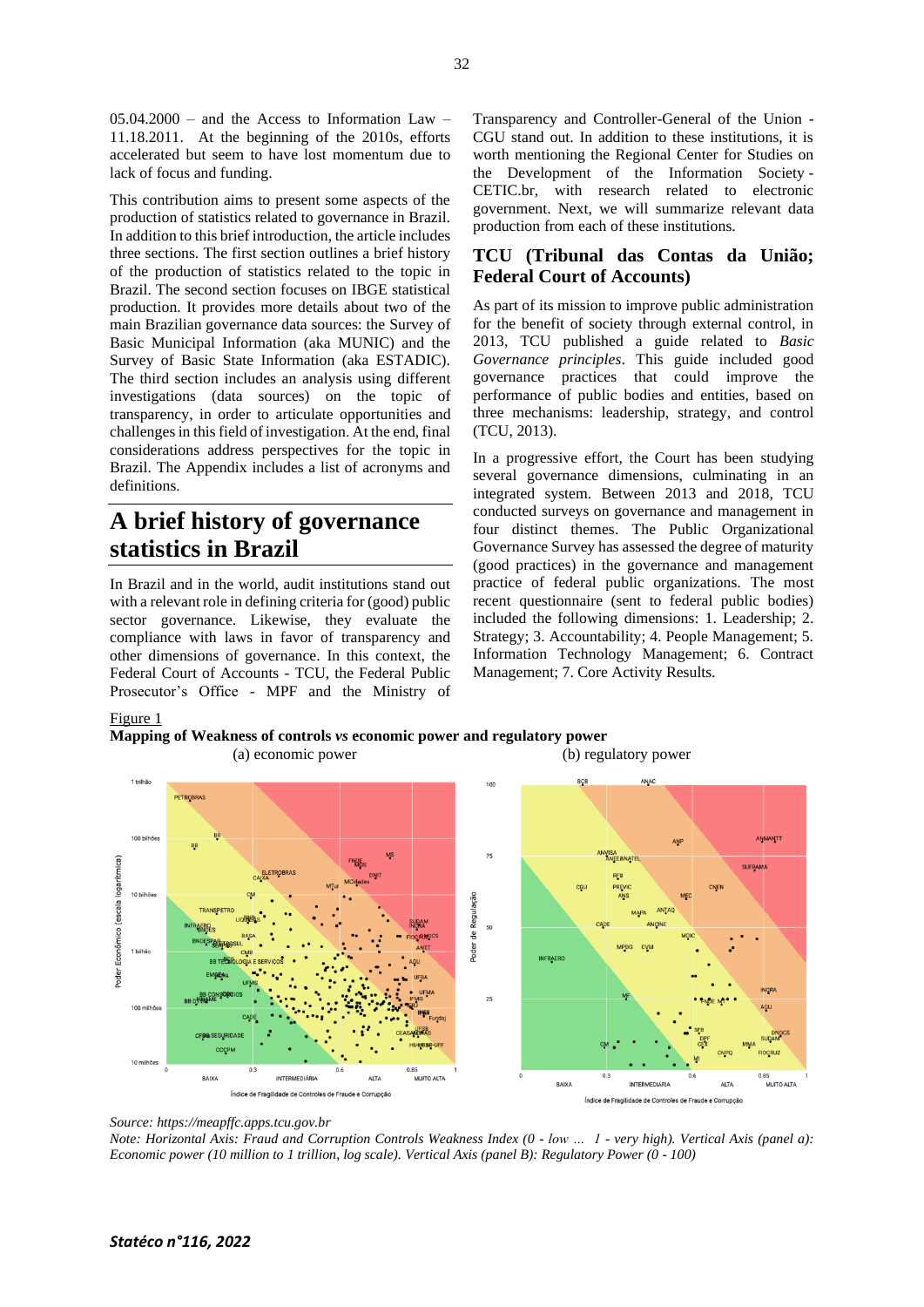05.04.2000 – and the Access to Information Law – 11.18.2011. At the beginning of the 2010s, efforts accelerated but seem to have lost momentum due to lack of focus and funding.

This contribution aims to present some aspects of the production of statistics related to governance in Brazil. In addition to this brief introduction, the article includes three sections. The first section outlines a brief history of the production of statistics related to the topic in Brazil. The second section focuses on IBGE statistical production. It provides more details about two of the main Brazilian governance data sources: the Survey of Basic Municipal Information (aka MUNIC) and the Survey of Basic State Information (aka ESTADIC). The third section includes an analysis using different investigations (data sources) on the topic of transparency, in order to articulate opportunities and challenges in this field of investigation. At the end, final considerations address perspectives for the topic in Brazil. The Appendix includes a list of acronyms and definitions.

## A brief history of governance statistics in Brazil

In Brazil and in the world, audit institutions stand out with a relevant role in defining criteria for (good) public sector governance. Likewise, they evaluate the compliance with laws in favor of transparency and other dimensions of governance. In this context, the Federal Court of Accounts - TCU, the Federal Public Prosecutor's Office - MPF and the Ministry of Transparency and Controller-General of the Union - CGU stand out. In addition to these institutions, it is worth mentioning the Regional Center for Studies on the Development of the Information Society - CETIC.br, with research related to electronic government. Next, we will summarize relevant data production from each of these institutions.

### TCU (Tribunal das Contas da União; Federal Court of Accounts)

As part of its mission to improve public administration for the benefit of society through external control, in 2013, TCU published a guide related to *Basic Governance principles*. This guide included good governance practices that could improve the performance of public bodies and entities, based on three mechanisms: leadership, strategy, and control (TCU, 2013).

In a progressive effort, the Court has been studying several governance dimensions, culminating in an integrated system. Between 2013 and 2018, TCU conducted surveys on governance and management in four distinct themes. The Public Organizational Governance Survey has assessed the degree of maturity (good practices) in the governance and management practice of federal public organizations. The most recent questionnaire (sent to federal public bodies) included the following dimensions: 1. Leadership; 2. Strategy; 3. Accountability; 4. People Management; 5. Information Technology Management; 6. Contract Management; 7. Core Activity Results.

Figure 1

**Mapping of Weakness of controls *vs* economic power and regulatory power**

(a) economic power

(b) regulatory power

Source: https://meapffc.apps.tcu.gov.br

*Note: Horizontal Axis: Fraud and Corruption Controls Weakness Index (0 - low … 1 - very high). Vertical Axis (panel a): Economic power (10 million to 1 trillion, log scale). Vertical Axis (panel B): Regulatory Power (0 - 100)*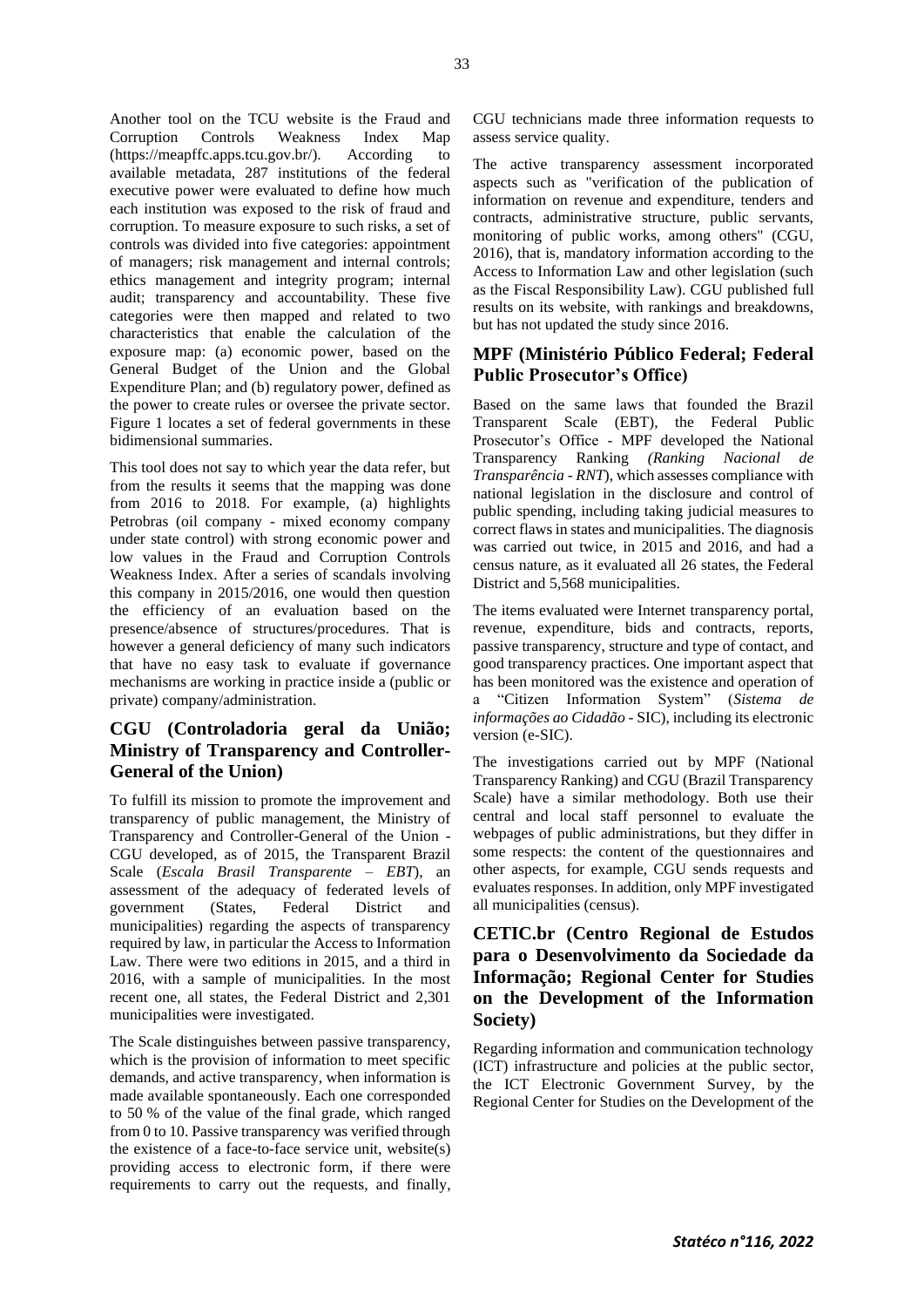Another tool on the TCU website is the Fraud and Corruption Controls Weakness Index Map (https://meapffc.apps.tcu.gov.br/). According to available metadata, 287 institutions of the federal executive power were evaluated to define how much each institution was exposed to the risk of fraud and corruption. To measure exposure to such risks, a set of controls was divided into five categories: appointment of managers; risk management and internal controls; ethics management and integrity program; internal audit; transparency and accountability. These five categories were then mapped and related to two characteristics that enable the calculation of the exposure map: (a) economic power, based on the General Budget of the Union and the Global Expenditure Plan; and (b) regulatory power, defined as the power to create rules or oversee the private sector. Figure 1 locates a set of federal governments in these bidimensional summaries.

This tool does not say to which year the data refer, but from the results it seems that the mapping was done from 2016 to 2018. For example, (a) highlights Petrobras (oil company - mixed economy company under state control) with strong economic power and low values in the Fraud and Corruption Controls Weakness Index. After a series of scandals involving this company in 2015/2016, one would then question the efficiency of an evaluation based on the presence/absence of structures/procedures. That is however a general deficiency of many such indicators that have no easy task to evaluate if governance mechanisms are working in practice inside a (public or private) company/administration.

## CGU (Controladoria geral da União; Ministry of Transparency and Controller-General of the Union)

To fulfill its mission to promote the improvement and transparency of public management, the Ministry of Transparency and Controller-General of the Union - CGU developed, as of 2015, the Transparent Brazil Scale (*Escala Brasil Transparente – EBT*), an assessment of the adequacy of federated levels of government (States, Federal District and municipalities) regarding the aspects of transparency required by law, in particular the Access to Information Law. There were two editions in 2015, and a third in 2016, with a sample of municipalities. In the most recent one, all states, the Federal District and 2,301 municipalities were investigated.

The Scale distinguishes between passive transparency, which is the provision of information to meet specific demands, and active transparency, when information is made available spontaneously. Each one corresponded to 50 % of the value of the final grade, which ranged from 0 to 10. Passive transparency was verified through the existence of a face-to-face service unit, website(s) providing access to electronic form, if there were requirements to carry out the requests, and finally, CGU technicians made three information requests to assess service quality.

The active transparency assessment incorporated aspects such as "verification of the publication of information on revenue and expenditure, tenders and contracts, administrative structure, public servants, monitoring of public works, among others" (CGU, 2016), that is, mandatory information according to the Access to Information Law and other legislation (such as the Fiscal Responsibility Law). CGU published full results on its website, with rankings and breakdowns, but has not updated the study since 2016.

## MPF (Ministério Público Federal; Federal Public Prosecutor's Office)

Based on the same laws that founded the Brazil Transparent Scale (EBT), the Federal Public Prosecutor's Office - MPF developed the National Transparency Ranking *(Ranking Nacional de Transparência - RNT*), which assesses compliance with national legislation in the disclosure and control of public spending, including taking judicial measures to correct flaws in states and municipalities. The diagnosis was carried out twice, in 2015 and 2016, and had a census nature, as it evaluated all 26 states, the Federal District and 5,568 municipalities.

The items evaluated were Internet transparency portal, revenue, expenditure, bids and contracts, reports, passive transparency, structure and type of contact, and good transparency practices. One important aspect that has been monitored was the existence and operation of a "Citizen Information System" (*Sistema de informações ao Cidadão* - SIC), including its electronic version (e-SIC).

The investigations carried out by MPF (National Transparency Ranking) and CGU (Brazil Transparency Scale) have a similar methodology. Both use their central and local staff personnel to evaluate the webpages of public administrations, but they differ in some respects: the content of the questionnaires and other aspects, for example, CGU sends requests and evaluates responses. In addition, only MPF investigated all municipalities (census).

## CETIC.br (Centro Regional de Estudos para o Desenvolvimento da Sociedade da Informação; Regional Center for Studies on the Development of the Information Society)

Regarding information and communication technology (ICT) infrastructure and policies at the public sector, the ICT Electronic Government Survey, by the Regional Center for Studies on the Development of the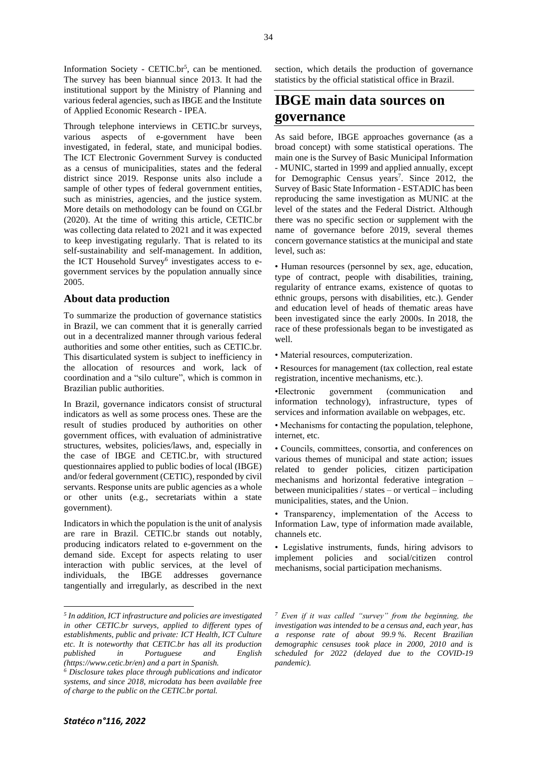Information Society - CETIC.br[5], can be mentioned. The survey has been biannual since 2013. It had the institutional support by the Ministry of Planning and various federal agencies, such as IBGE and the Institute of Applied Economic Research - IPEA.

Through telephone interviews in CETIC.br surveys, various aspects of e-government have been investigated, in federal, state, and municipal bodies. The ICT Electronic Government Survey is conducted as a census of municipalities, states and the federal district since 2019. Response units also include a sample of other types of federal government entities, such as ministries, agencies, and the justice system. More details on methodology can be found on CGI.br (2020). At the time of writing this article, CETIC.br was collecting data related to 2021 and it was expected to keep investigating regularly. That is related to its self-sustainability and self-management. In addition, the ICT Household Survey[6] investigates access to e-government services by the population annually since 2005.

### About data production

To summarize the production of governance statistics in Brazil, we can comment that it is generally carried out in a decentralized manner through various federal authorities and some other entities, such as CETIC.br. This disarticulated system is subject to inefficiency in the allocation of resources and work, lack of coordination and a "silo culture", which is common in Brazilian public authorities.

In Brazil, governance indicators consist of structural indicators as well as some process ones. These are the result of studies produced by authorities on other government offices, with evaluation of administrative structures, websites, policies/laws, and, especially in the case of IBGE and CETIC.br, with structured questionnaires applied to public bodies of local (IBGE) and/or federal government (CETIC), responded by civil servants. Response units are public agencies as a whole or other units (e.g., secretariats within a state government).

Indicators in which the population is the unit of analysis are rare in Brazil. CETIC.br stands out notably, producing indicators related to e-government on the demand side. Except for aspects relating to user interaction with public services, at the level of individuals, the IBGE addresses governance tangentially and irregularly, as described in the next section, which details the production of governance statistics by the official statistical office in Brazil.

## IBGE main data sources on governance

As said before, IBGE approaches governance (as a broad concept) with some statistical operations. The main one is the Survey of Basic Municipal Information - MUNIC, started in 1999 and applied annually, except for Demographic Census years[7]. Since 2012, the Survey of Basic State Information - ESTADIC has been reproducing the same investigation as MUNIC at the level of the states and the Federal District. Although there was no specific section or supplement with the name of governance before 2019, several themes concern governance statistics at the municipal and state level, such as:

- Human resources (personnel by sex, age, education, type of contract, people with disabilities, training, regularity of entrance exams, existence of quotas to ethnic groups, persons with disabilities, etc.). Gender and education level of heads of thematic areas have been investigated since the early 2000s. In 2018, the race of these professionals began to be investigated as well.
- Material resources, computerization.
- Resources for management (tax collection, real estate registration, incentive mechanisms, etc.).
- Electronic government (communication and information technology), infrastructure, types of services and information available on webpages, etc.
- Mechanisms for contacting the population, telephone, internet, etc.
- Councils, committees, consortia, and conferences on various themes of municipal and state action; issues related to gender policies, citizen participation mechanisms and horizontal federative integration – between municipalities / states – or vertical – including municipalities, states, and the Union.
- Transparency, implementation of the Access to Information Law, type of information made available, channels etc.
- Legislative instruments, funds, hiring advisors to implement policies and social/citizen control mechanisms, social participation mechanisms.

---

*[5] In addition, ICT infrastructure and policies are investigated in other CETIC.br surveys, applied to different types of establishments, public and private: ICT Health, ICT Culture etc. It is noteworthy that CETIC.br has all its production published in Portuguese and English (https://www.cetic.br/en) and a part in Spanish.*

*[6] Disclosure takes place through publications and indicator systems, and since 2018, microdata has been available free of charge to the public on the CETIC.br portal.*

*[7] Even if it was called "survey" from the beginning, the investigation was intended to be a census and, each year, has a response rate of about 99.9 %. Recent Brazilian demographic censuses took place in 2000, 2010 and is scheduled for 2022 (delayed due to the COVID-19 pandemic).*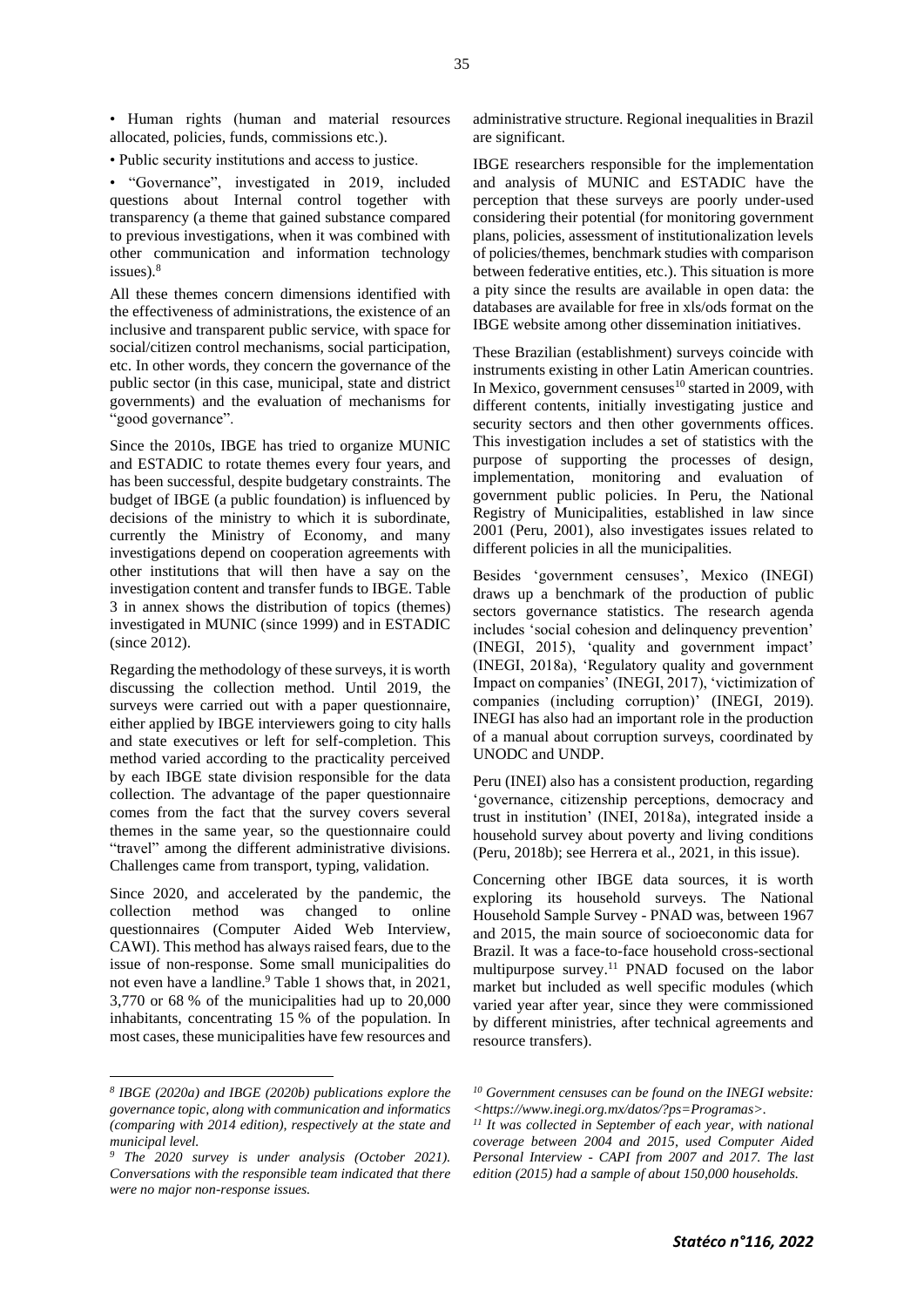• Human rights (human and material resources allocated, policies, funds, commissions etc.).

• Public security institutions and access to justice.

• "Governance", investigated in 2019, included questions about Internal control together with transparency (a theme that gained substance compared to previous investigations, when it was combined with other communication and information technology issues).[8]

All these themes concern dimensions identified with the effectiveness of administrations, the existence of an inclusive and transparent public service, with space for social/citizen control mechanisms, social participation, etc. In other words, they concern the governance of the public sector (in this case, municipal, state and district governments) and the evaluation of mechanisms for "good governance".

Since the 2010s, IBGE has tried to organize MUNIC and ESTADIC to rotate themes every four years, and has been successful, despite budgetary constraints. The budget of IBGE (a public foundation) is influenced by decisions of the ministry to which it is subordinate, currently the Ministry of Economy, and many investigations depend on cooperation agreements with other institutions that will then have a say on the investigation content and transfer funds to IBGE. Table 3 in annex shows the distribution of topics (themes) investigated in MUNIC (since 1999) and in ESTADIC (since 2012).

Regarding the methodology of these surveys, it is worth discussing the collection method. Until 2019, the surveys were carried out with a paper questionnaire, either applied by IBGE interviewers going to city halls and state executives or left for self-completion. This method varied according to the practicality perceived by each IBGE state division responsible for the data collection. The advantage of the paper questionnaire comes from the fact that the survey covers several themes in the same year, so the questionnaire could "travel" among the different administrative divisions. Challenges came from transport, typing, validation.

Since 2020, and accelerated by the pandemic, the collection method was changed to online questionnaires (Computer Aided Web Interview, CAWI). This method has always raised fears, due to the issue of non-response. Some small municipalities do not even have a landline.[9] Table 1 shows that, in 2021, 3,770 or 68 % of the municipalities had up to 20,000 inhabitants, concentrating 15 % of the population. In most cases, these municipalities have few resources and administrative structure. Regional inequalities in Brazil are significant.

IBGE researchers responsible for the implementation and analysis of MUNIC and ESTADIC have the perception that these surveys are poorly under-used considering their potential (for monitoring government plans, policies, assessment of institutionalization levels of policies/themes, benchmark studies with comparison between federative entities, etc.). This situation is more a pity since the results are available in open data: the databases are available for free in xls/ods format on the IBGE website among other dissemination initiatives.

These Brazilian (establishment) surveys coincide with instruments existing in other Latin American countries. In Mexico, government censuses[10] started in 2009, with different contents, initially investigating justice and security sectors and then other governments offices. This investigation includes a set of statistics with the purpose of supporting the processes of design, implementation, monitoring and evaluation of government public policies. In Peru, the National Registry of Municipalities, established in law since 2001 (Peru, 2001), also investigates issues related to different policies in all the municipalities.

Besides 'government censuses', Mexico (INEGI) draws up a benchmark of the production of public sectors governance statistics. The research agenda includes 'social cohesion and delinquency prevention' (INEGI, 2015), 'quality and government impact' (INEGI, 2018a), 'Regulatory quality and government Impact on companies' (INEGI, 2017), 'victimization of companies (including corruption)' (INEGI, 2019). INEGI has also had an important role in the production of a manual about corruption surveys, coordinated by UNODC and UNDP.

Peru (INEI) also has a consistent production, regarding 'governance, citizenship perceptions, democracy and trust in institution' (INEI, 2018a), integrated inside a household survey about poverty and living conditions (Peru, 2018b); see Herrera et al., 2021, in this issue).

Concerning other IBGE data sources, it is worth exploring its household surveys. The National Household Sample Survey - PNAD was, between 1967 and 2015, the main source of socioeconomic data for Brazil. It was a face-to-face household cross-sectional multipurpose survey.[11] PNAD focused on the labor market but included as well specific modules (which varied year after year, since they were commissioned by different ministries, after technical agreements and resource transfers).

---

*[8] IBGE (2020a) and IBGE (2020b) publications explore the governance topic, along with communication and informatics (comparing with 2014 edition), respectively at the state and municipal level.*

*[9] The 2020 survey is under analysis (October 2021). Conversations with the responsible team indicated that there were no major non-response issues.*

*[10] Government censuses can be found on the INEGI website: <https://www.inegi.org.mx/datos/?ps=Programas>.*

*[11] It was collected in September of each year, with national coverage between 2004 and 2015, used Computer Aided Personal Interview - CAPI from 2007 and 2017. The last edition (2015) had a sample of about 150,000 households.*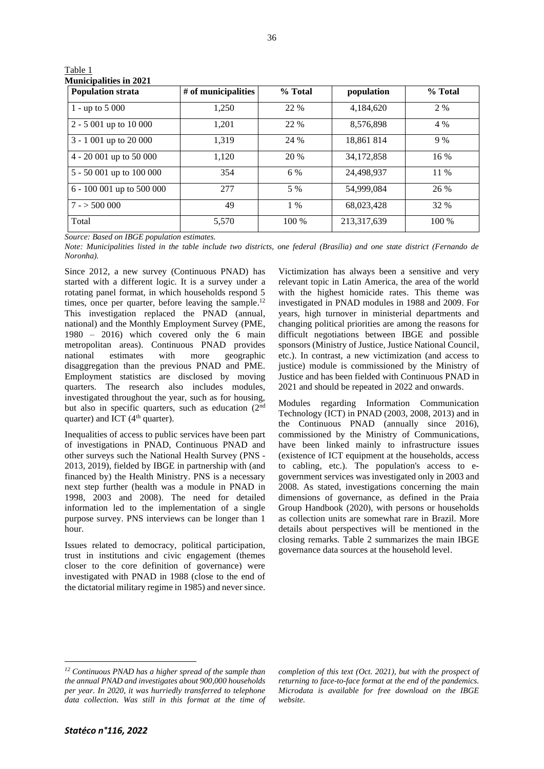Table 1
**Municipalities in 2021**

| Population strata | # of municipalities | % Total | population | % Total |
|---|---|---|---|---|
| 1 - up to 5 000 | 1,250 | 22 % | 4,184,620 | 2 % |
| 2 - 5 001 up to 10 000 | 1,201 | 22 % | 8,576,898 | 4 % |
| 3 - 1 001 up to 20 000 | 1,319 | 24 % | 18,861 814 | 9 % |
| 4 - 20 001 up to 50 000 | 1,120 | 20 % | 34,172,858 | 16 % |
| 5 - 50 001 up to 100 000 | 354 | 6 % | 24,498,937 | 11 % |
| 6 - 100 001 up to 500 000 | 277 | 5 % | 54,999,084 | 26 % |
| 7 - > 500 000 | 49 | 1 % | 68,023,428 | 32 % |
| Total | 5,570 | 100 % | 213,317,639 | 100 % |

*Source: Based on IBGE population estimates.*

*Note: Municipalities listed in the table include two districts, one federal (Brasília) and one state district (Fernando de Noronha).*

Since 2012, a new survey (Continuous PNAD) has started with a different logic. It is a survey under a rotating panel format, in which households respond 5 times, once per quarter, before leaving the sample.[12] This investigation replaced the PNAD (annual, national) and the Monthly Employment Survey (PME, 1980 – 2016) which covered only the 6 main metropolitan areas). Continuous PNAD provides national estimates with more geographic disaggregation than the previous PNAD and PME. Employment statistics are disclosed by moving quarters. The research also includes modules, investigated throughout the year, such as for housing, but also in specific quarters, such as education (2nd quarter) and ICT (4th quarter).

Inequalities of access to public services have been part of investigations in PNAD, Continuous PNAD and other surveys such the National Health Survey (PNS - 2013, 2019), fielded by IBGE in partnership with (and financed by) the Health Ministry. PNS is a necessary next step further (health was a module in PNAD in 1998, 2003 and 2008). The need for detailed information led to the implementation of a single purpose survey. PNS interviews can be longer than 1 hour.

Issues related to democracy, political participation, trust in institutions and civic engagement (themes closer to the core definition of governance) were investigated with PNAD in 1988 (close to the end of the dictatorial military regime in 1985) and never since.

Victimization has always been a sensitive and very relevant topic in Latin America, the area of the world with the highest homicide rates. This theme was investigated in PNAD modules in 1988 and 2009. For years, high turnover in ministerial departments and changing political priorities are among the reasons for difficult negotiations between IBGE and possible sponsors (Ministry of Justice, Justice National Council, etc.). In contrast, a new victimization (and access to justice) module is commissioned by the Ministry of Justice and has been fielded with Continuous PNAD in 2021 and should be repeated in 2022 and onwards.

Modules regarding Information Communication Technology (ICT) in PNAD (2003, 2008, 2013) and in the Continuous PNAD (annually since 2016), commissioned by the Ministry of Communications, have been linked mainly to infrastructure issues (existence of ICT equipment at the households, access to cabling, etc.). The population's access to e-government services was investigated only in 2003 and 2008. As stated, investigations concerning the main dimensions of governance, as defined in the Praia Group Handbook (2020), with persons or households as collection units are somewhat rare in Brazil. More details about perspectives will be mentioned in the closing remarks. Table 2 summarizes the main IBGE governance data sources at the household level.

---

*[12] Continuous PNAD has a higher spread of the sample than the annual PNAD and investigates about 900,000 households per year. In 2020, it was hurriedly transferred to telephone data collection. Was still in this format at the time of completion of this text (Oct. 2021), but with the prospect of returning to face-to-face format at the end of the pandemics. Microdata is available for free download on the IBGE website.*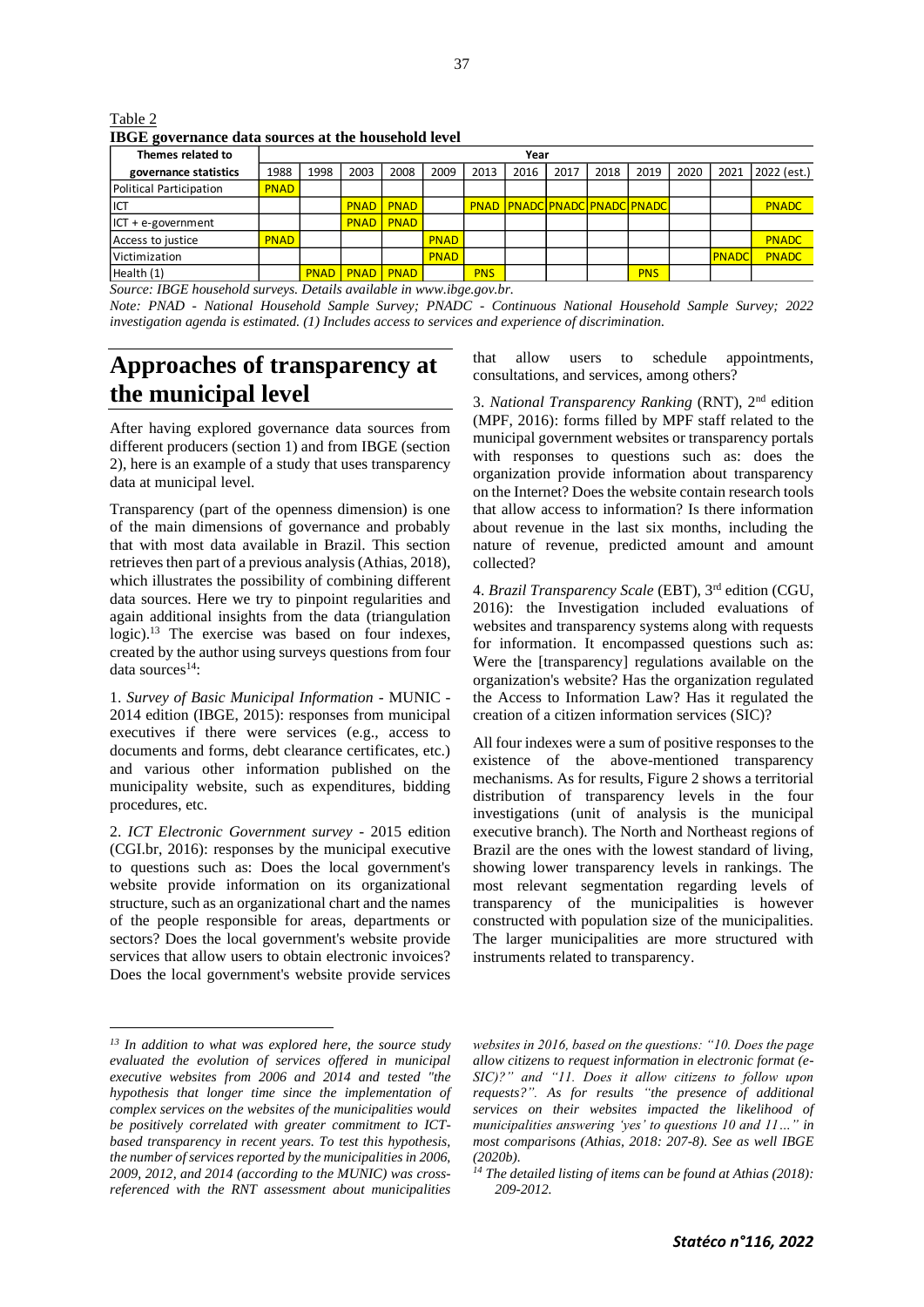Table 2

**IBGE governance data sources at the household level**

| Themes related to governance statistics | Year | | | | | | | | | | | | |
|---|---|---|---|---|---|---|---|---|---|---|---|---|---|
| | 1988 | 1998 | 2003 | 2008 | 2009 | 2013 | 2016 | 2017 | 2018 | 2019 | 2020 | 2021 | 2022 (est.) |
| Political Participation | PNAD | | | | | | | | | | | | |
| ICT | | | PNAD | PNAD | | PNAD | PNADC | PNADC | PNADC | PNADC | | | PNADC |
| ICT + e-government | | | PNAD | PNAD | | | | | | | | | |
| Access to justice | PNAD | | | | PNAD | | | | | | | | PNADC |
| Victimization | | | | | PNAD | | | | | | | PNADC | PNADC |
| Health (1) | | PNAD | PNAD | PNAD | | PNS | | | | PNS | | | |

*Source: IBGE household surveys. Details available in www.ibge.gov.br.*

*Note: PNAD - National Household Sample Survey; PNADC - Continuous National Household Sample Survey; 2022 investigation agenda is estimated. (1) Includes access to services and experience of discrimination.*

# Approaches of transparency at the municipal level

After having explored governance data sources from different producers (section 1) and from IBGE (section 2), here is an example of a study that uses transparency data at municipal level.

Transparency (part of the openness dimension) is one of the main dimensions of governance and probably that with most data available in Brazil. This section retrieves then part of a previous analysis (Athias, 2018), which illustrates the possibility of combining different data sources. Here we try to pinpoint regularities and again additional insights from the data (triangulation logic).[13] The exercise was based on four indexes, created by the author using surveys questions from four data sources[14]:

1. *Survey of Basic Municipal Information* - MUNIC - 2014 edition (IBGE, 2015): responses from municipal executives if there were services (e.g., access to documents and forms, debt clearance certificates, etc.) and various other information published on the municipality website, such as expenditures, bidding procedures, etc.

2. *ICT Electronic Government survey* - 2015 edition (CGI.br, 2016): responses by the municipal executive to questions such as: Does the local government's website provide information on its organizational structure, such as an organizational chart and the names of the people responsible for areas, departments or sectors? Does the local government's website provide services that allow users to obtain electronic invoices? Does the local government's website provide services that allow users to schedule appointments, consultations, and services, among others?

3. *National Transparency Ranking* (RNT), 2nd edition (MPF, 2016): forms filled by MPF staff related to the municipal government websites or transparency portals with responses to questions such as: does the organization provide information about transparency on the Internet? Does the website contain research tools that allow access to information? Is there information about revenue in the last six months, including the nature of revenue, predicted amount and amount collected?

4. *Brazil Transparency Scale* (EBT), 3rd edition (CGU, 2016): the Investigation included evaluations of websites and transparency systems along with requests for information. It encompassed questions such as: Were the [transparency] regulations available on the organization's website? Has the organization regulated the Access to Information Law? Has it regulated the creation of a citizen information services (SIC)?

All four indexes were a sum of positive responses to the existence of the above-mentioned transparency mechanisms. As for results, Figure 2 shows a territorial distribution of transparency levels in the four investigations (unit of analysis is the municipal executive branch). The North and Northeast regions of Brazil are the ones with the lowest standard of living, showing lower transparency levels in rankings. The most relevant segmentation regarding levels of transparency of the municipalities is however constructed with population size of the municipalities. The larger municipalities are more structured with instruments related to transparency.

---

*[13] In addition to what was explored here, the source study evaluated the evolution of services offered in municipal executive websites from 2006 and 2014 and tested "the hypothesis that longer time since the implementation of complex services on the websites of the municipalities would be positively correlated with greater commitment to ICT-based transparency in recent years. To test this hypothesis, the number of services reported by the municipalities in 2006, 2009, 2012, and 2014 (according to the MUNIC) was cross-referenced with the RNT assessment about municipalities websites in 2016, based on the questions: "10. Does the page allow citizens to request information in electronic format (e-SIC)?" and "11. Does it allow citizens to follow upon requests?". As for results "the presence of additional services on their websites impacted the likelihood of municipalities answering 'yes' to questions 10 and 11…" in most comparisons (Athias, 2018: 207-8). See as well IBGE (2020b).*

*[14] The detailed listing of items can be found at Athias (2018): 209-2012.*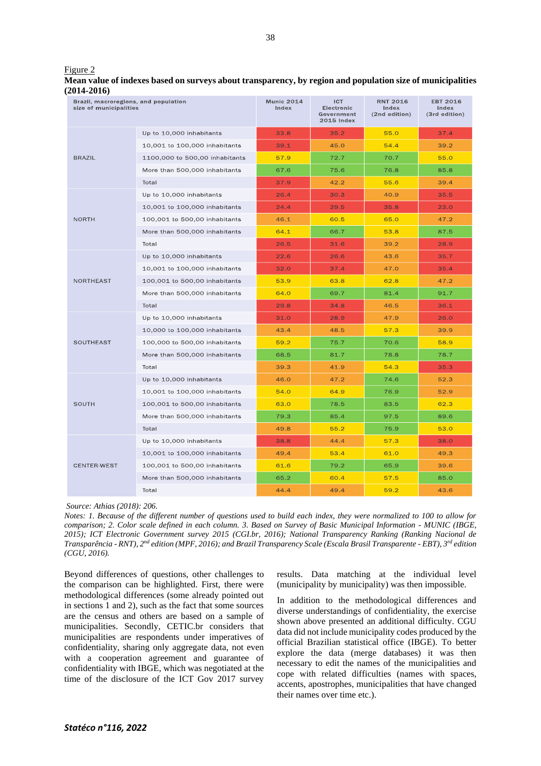Figure 2

**Mean value of indexes based on surveys about transparency, by region and population size of municipalities (2014-2016)**

| Brazil, macroregions, and population size of municipalities | | Munic 2014 Index | ICT Electronic Government 2015 Index | RNT 2016 Index (2nd edition) | EBT 2016 Index (3rd edition) |
|---|---|---|---|---|---|
| BRAZIL | Up to 10,000 inhabitants | 33.8 | 35.2 | 55.0 | 37.4 |
| | 10,001 to 100,000 inhabitants | 39.1 | 45.0 | 54.4 | 39.2 |
| | 1100,000 to 500,00 inhabitants | 57.9 | 72.7 | 70.7 | 55.0 |
| | More than 500,000 inhabitants | 67.6 | 75.6 | 76.8 | 85.8 |
| | Total | 37.9 | 42.2 | 55.6 | 39.4 |
| NORTH | Up to 10,000 inhabitants | 26.4 | 30.3 | 40.9 | 35.5 |
| | 10,001 to 100,000 inhabitants | 24.4 | 29.5 | 35.8 | 23.0 |
| | 100,001 to 500,00 inhabitants | 46.1 | 60.5 | 65.0 | 47.2 |
| | More than 500,000 inhabitants | 64.1 | 66.7 | 53.8 | 87.5 |
| | Total | 26.5 | 31.6 | 39.2 | 28.9 |
| NORTHEAST | Up to 10,000 inhabitants | 22.6 | 26.6 | 43.6 | 35.7 |
| | 10,001 to 100,000 inhabitants | 32.0 | 37.4 | 47.0 | 35.4 |
| | 100,001 to 500,00 inhabitants | 53.9 | 63.8 | 62.8 | 47.2 |
| | More than 500,000 inhabitants | 64.0 | 69.7 | 81.4 | 91.7 |
| | Total | 29.8 | 34.8 | 46.5 | 36.1 |
| SOUTHEAST | Up to 10,000 inhabitants | 31.0 | 28.9 | 47.9 | 26.0 |
| | 10,000 to 100,000 inhabitants | 43.4 | 48.5 | 57.3 | 39.9 |
| | 100,000 to 500,00 inhabitants | 59.2 | 75.7 | 70.6 | 58.9 |
| | More than 500,000 inhabitants | 68.5 | 81.7 | 78.8 | 78.7 |
| | Total | 39.3 | 41.9 | 54.3 | 35.3 |
| SOUTH | Up to 10,000 inhabitants | 46.0 | 47.2 | 74.6 | 52.3 |
| | 10,001 to 100,000 inhabitants | 54.0 | 64.9 | 76.9 | 52.9 |
| | 100,001 to 500,00 inhabitants | 63.0 | 78.5 | 83.5 | 62.3 |
| | More than 500,000 inhabitants | 79.3 | 85.4 | 97.5 | 89.6 |
| | Total | 49.8 | 55.2 | 75.9 | 53.0 |
| CENTER-WEST | Up to 10,000 inhabitants | 38.8 | 44.4 | 57.3 | 38.0 |
| | 10,001 to 100,000 inhabitants | 49.4 | 53.4 | 61.0 | 49.3 |
| | 100,001 to 500,00 inhabitants | 61.6 | 79.2 | 65.9 | 39.6 |
| | More than 500,000 inhabitants | 65.2 | 60.4 | 57.5 | 85.0 |
| | Total | 44.4 | 49.4 | 59.2 | 43.6 |

*Source: Athias (2018): 206.*

*Notes: 1. Because of the different number of questions used to build each index, they were normalized to 100 to allow for comparison; 2. Color scale defined in each column. 3. Based on Survey of Basic Municipal Information - MUNIC (IBGE, 2015); ICT Electronic Government survey 2015 (CGI.br, 2016); National Transparency Ranking (Ranking Nacional de Transparência - RNT), 2nd edition (MPF, 2016); and Brazil Transparency Scale (Escala Brasil Transparente - EBT), 3rd edition (CGU, 2016).*

Beyond differences of questions, other challenges to the comparison can be highlighted. First, there were methodological differences (some already pointed out in sections 1 and 2), such as the fact that some sources are the census and others are based on a sample of municipalities. Secondly, CETIC.br considers that municipalities are respondents under imperatives of confidentiality, sharing only aggregate data, not even with a cooperation agreement and guarantee of confidentiality with IBGE, which was negotiated at the time of the disclosure of the ICT Gov 2017 survey results. Data matching at the individual level (municipality by municipality) was then impossible.

In addition to the methodological differences and diverse understandings of confidentiality, the exercise shown above presented an additional difficulty. CGU data did not include municipality codes produced by the official Brazilian statistical office (IBGE). To better explore the data (merge databases) it was then necessary to edit the names of the municipalities and cope with related difficulties (names with spaces, accents, apostrophes, municipalities that have changed their names over time etc.).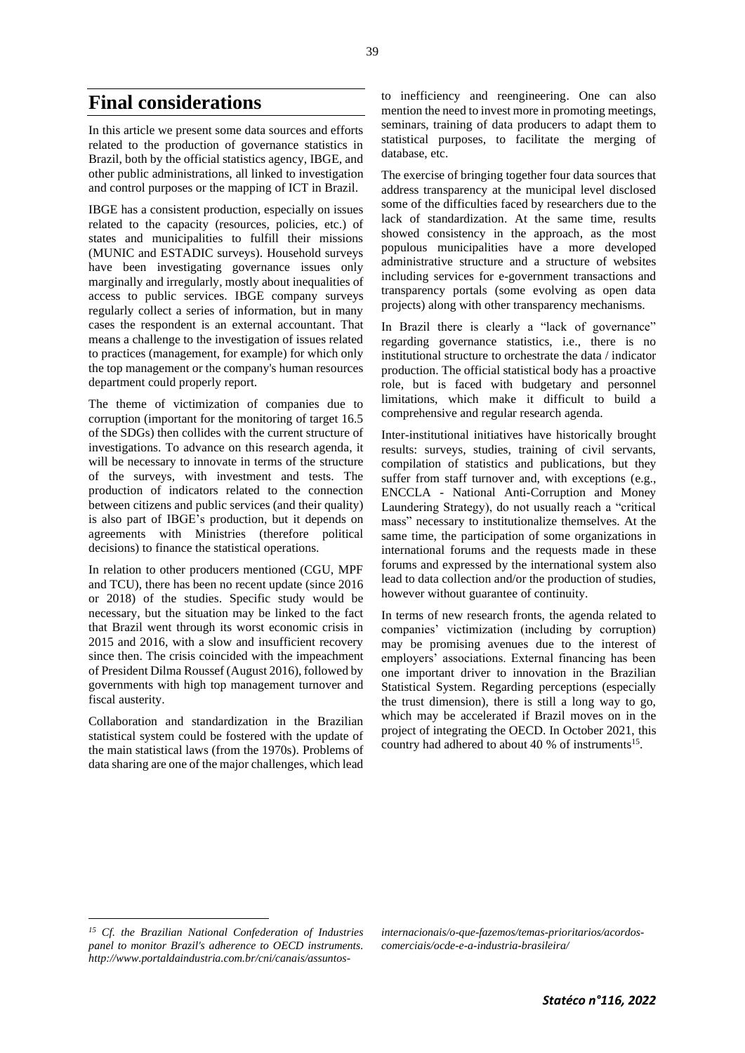# Final considerations

In this article we present some data sources and efforts related to the production of governance statistics in Brazil, both by the official statistics agency, IBGE, and other public administrations, all linked to investigation and control purposes or the mapping of ICT in Brazil.

IBGE has a consistent production, especially on issues related to the capacity (resources, policies, etc.) of states and municipalities to fulfill their missions (MUNIC and ESTADIC surveys). Household surveys have been investigating governance issues only marginally and irregularly, mostly about inequalities of access to public services. IBGE company surveys regularly collect a series of information, but in many cases the respondent is an external accountant. That means a challenge to the investigation of issues related to practices (management, for example) for which only the top management or the company's human resources department could properly report.

The theme of victimization of companies due to corruption (important for the monitoring of target 16.5 of the SDGs) then collides with the current structure of investigations. To advance on this research agenda, it will be necessary to innovate in terms of the structure of the surveys, with investment and tests. The production of indicators related to the connection between citizens and public services (and their quality) is also part of IBGE's production, but it depends on agreements with Ministries (therefore political decisions) to finance the statistical operations.

In relation to other producers mentioned (CGU, MPF and TCU), there has been no recent update (since 2016 or 2018) of the studies. Specific study would be necessary, but the situation may be linked to the fact that Brazil went through its worst economic crisis in 2015 and 2016, with a slow and insufficient recovery since then. The crisis coincided with the impeachment of President Dilma Roussef (August 2016), followed by governments with high top management turnover and fiscal austerity.

Collaboration and standardization in the Brazilian statistical system could be fostered with the update of the main statistical laws (from the 1970s). Problems of data sharing are one of the major challenges, which lead to inefficiency and reengineering. One can also mention the need to invest more in promoting meetings, seminars, training of data producers to adapt them to statistical purposes, to facilitate the merging of database, etc.

The exercise of bringing together four data sources that address transparency at the municipal level disclosed some of the difficulties faced by researchers due to the lack of standardization. At the same time, results showed consistency in the approach, as the most populous municipalities have a more developed administrative structure and a structure of websites including services for e-government transactions and transparency portals (some evolving as open data projects) along with other transparency mechanisms.

In Brazil there is clearly a "lack of governance" regarding governance statistics, i.e., there is no institutional structure to orchestrate the data / indicator production. The official statistical body has a proactive role, but is faced with budgetary and personnel limitations, which make it difficult to build a comprehensive and regular research agenda.

Inter-institutional initiatives have historically brought results: surveys, studies, training of civil servants, compilation of statistics and publications, but they suffer from staff turnover and, with exceptions (e.g., ENCCLA - National Anti-Corruption and Money Laundering Strategy), do not usually reach a "critical mass" necessary to institutionalize themselves. At the same time, the participation of some organizations in international forums and the requests made in these forums and expressed by the international system also lead to data collection and/or the production of studies, however without guarantee of continuity.

In terms of new research fronts, the agenda related to companies' victimization (including by corruption) may be promising avenues due to the interest of employers' associations. External financing has been one important driver to innovation in the Brazilian Statistical System. Regarding perceptions (especially the trust dimension), there is still a long way to go, which may be accelerated if Brazil moves on in the project of integrating the OECD. In October 2021, this country had adhered to about 40 % of instruments[15].

---

*[15] Cf. the Brazilian National Confederation of Industries panel to monitor Brazil's adherence to OECD instruments. http://www.portaldaindustria.com.br/cni/canais/assuntos-internacionais/o-que-fazemos/temas-prioritarios/acordos-comerciais/ocde-e-a-industria-brasileira/*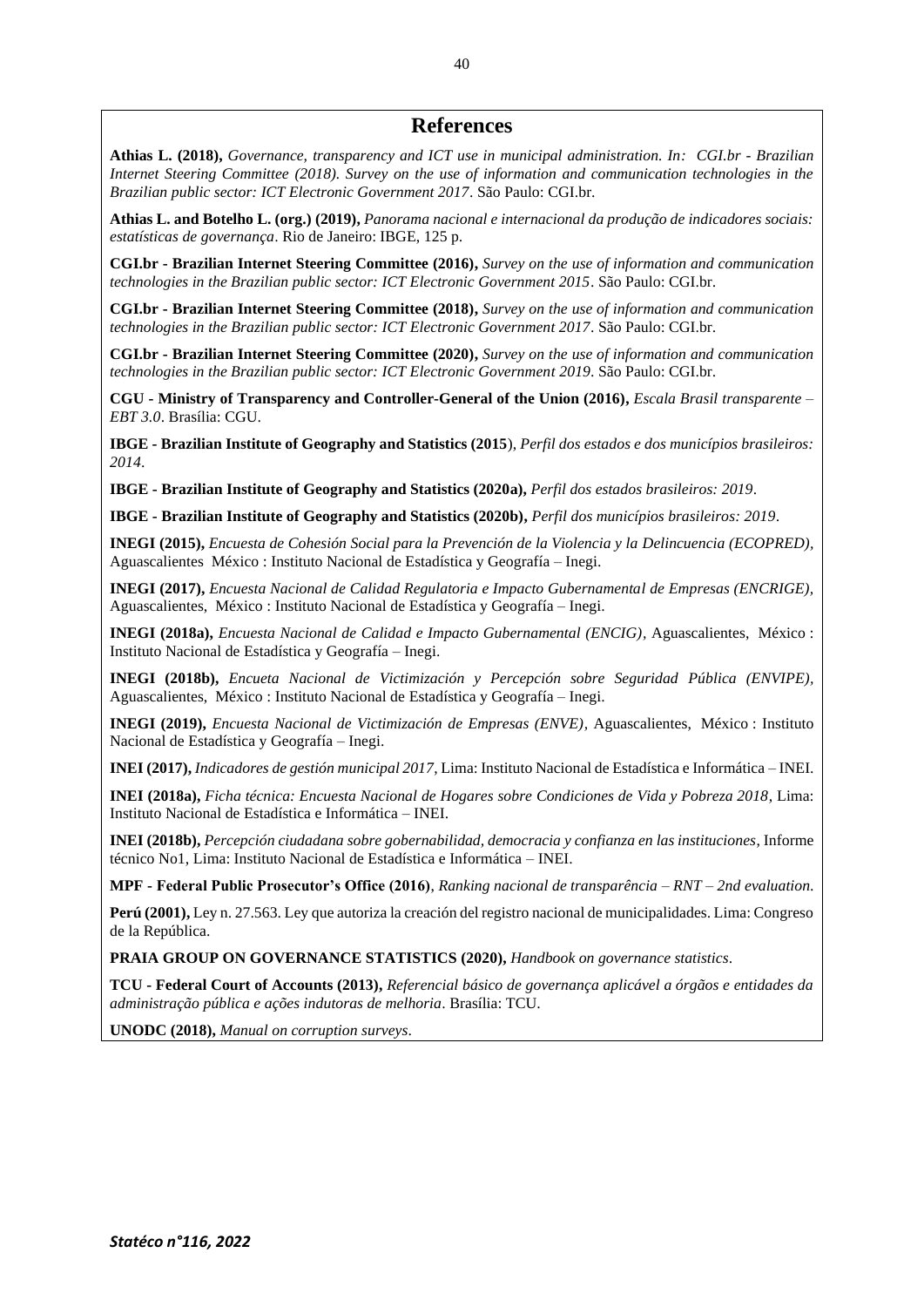## References

**Athias L. (2018),** *Governance, transparency and ICT use in municipal administration. In: CGI.br - Brazilian Internet Steering Committee (2018). Survey on the use of information and communication technologies in the Brazilian public sector: ICT Electronic Government 2017*. São Paulo: CGI.br.

**Athias L. and Botelho L. (org.) (2019),** *Panorama nacional e internacional da produção de indicadores sociais: estatísticas de governança*. Rio de Janeiro: IBGE, 125 p.

**CGI.br - Brazilian Internet Steering Committee (2016),** *Survey on the use of information and communication technologies in the Brazilian public sector: ICT Electronic Government 2015*. São Paulo: CGI.br.

**CGI.br - Brazilian Internet Steering Committee (2018),** *Survey on the use of information and communication technologies in the Brazilian public sector: ICT Electronic Government 2017*. São Paulo: CGI.br.

**CGI.br - Brazilian Internet Steering Committee (2020),** *Survey on the use of information and communication technologies in the Brazilian public sector: ICT Electronic Government 2019*. São Paulo: CGI.br.

**CGU - Ministry of Transparency and Controller-General of the Union (2016),** *Escala Brasil transparente – EBT 3.0*. Brasília: CGU.

**IBGE - Brazilian Institute of Geography and Statistics (2015**), *Perfil dos estados e dos municípios brasileiros: 2014*.

**IBGE - Brazilian Institute of Geography and Statistics (2020a),** *Perfil dos estados brasileiros: 2019*.

**IBGE - Brazilian Institute of Geography and Statistics (2020b),** *Perfil dos municípios brasileiros: 2019*.

**INEGI (2015),** *Encuesta de Cohesión Social para la Prevención de la Violencia y la Delincuencia (ECOPRED)*, Aguascalientes México : Instituto Nacional de Estadística y Geografía – Inegi.

**INEGI (2017),** *Encuesta Nacional de Calidad Regulatoria e Impacto Gubernamental de Empresas (ENCRIGE)*, Aguascalientes, México : Instituto Nacional de Estadística y Geografía – Inegi.

**INEGI (2018a),** *Encuesta Nacional de Calidad e Impacto Gubernamental (ENCIG)*, Aguascalientes, México : Instituto Nacional de Estadística y Geografía – Inegi.

**INEGI (2018b),** *Encueta Nacional de Victimización y Percepción sobre Seguridad Pública (ENVIPE)*, Aguascalientes, México : Instituto Nacional de Estadística y Geografía – Inegi.

**INEGI (2019),** *Encuesta Nacional de Victimización de Empresas (ENVE)*, Aguascalientes, México : Instituto Nacional de Estadística y Geografía – Inegi.

**INEI (2017),** *Indicadores de gestión municipal 2017*, Lima: Instituto Nacional de Estadística e Informática – INEI.

**INEI (2018a),** *Ficha técnica: Encuesta Nacional de Hogares sobre Condiciones de Vida y Pobreza 2018*, Lima: Instituto Nacional de Estadística e Informática – INEI.

**INEI (2018b),** *Percepción ciudadana sobre gobernabilidad, democracia y confianza en las instituciones*, Informe técnico No1, Lima: Instituto Nacional de Estadística e Informática – INEI.

**MPF - Federal Public Prosecutor's Office (2016)**, *Ranking nacional de transparência – RNT – 2nd evaluation*.

**Perú (2001),** Ley n. 27.563. Ley que autoriza la creación del registro nacional de municipalidades. Lima: Congreso de la República.

**PRAIA GROUP ON GOVERNANCE STATISTICS (2020),** *Handbook on governance statistics*.

**TCU - Federal Court of Accounts (2013),** *Referencial básico de governança aplicável a órgãos e entidades da administração pública e ações indutoras de melhoria*. Brasília: TCU.

**UNODC (2018),** *Manual on corruption surveys*.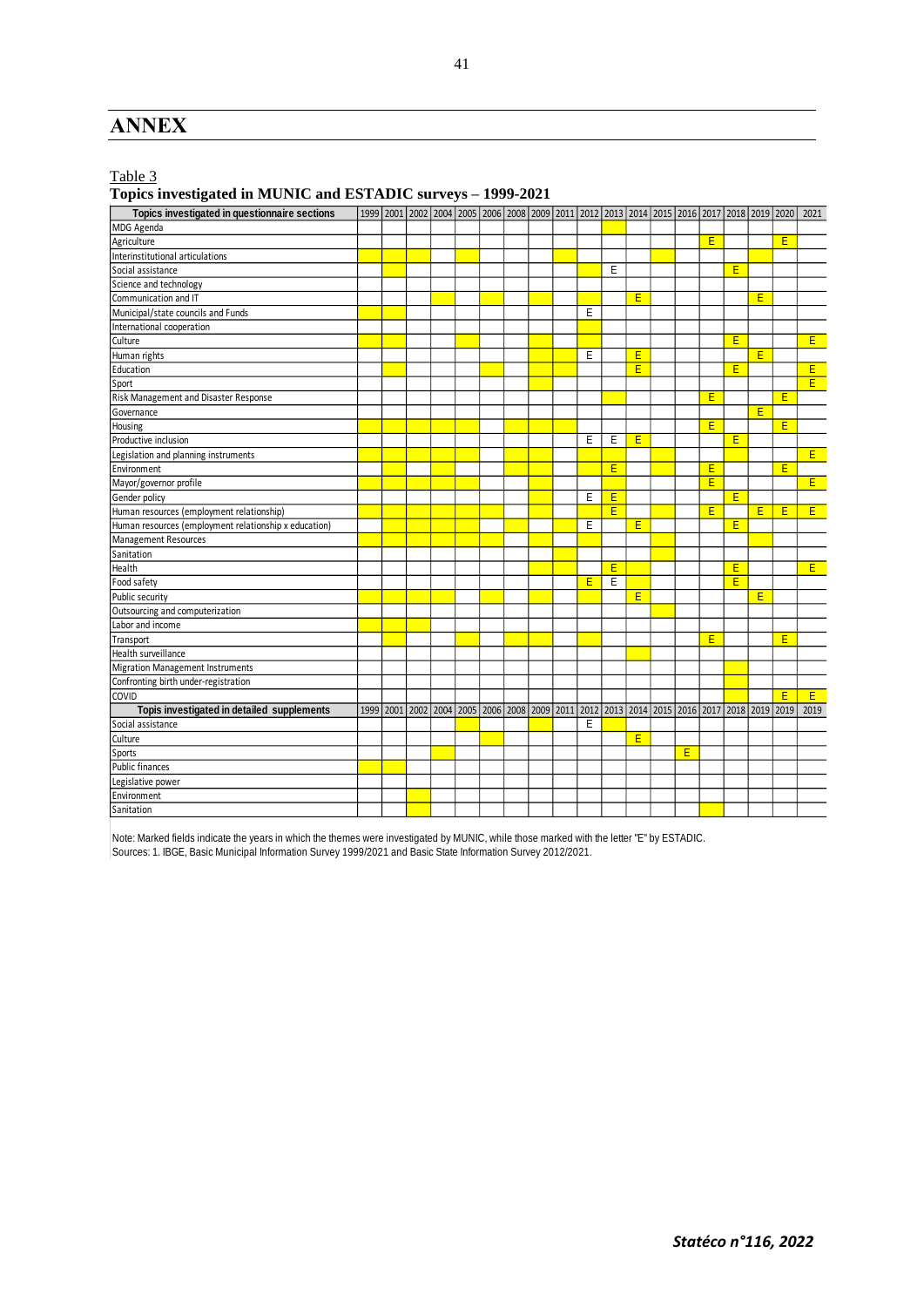# ANNEX

Table 3

**Topics investigated in MUNIC and ESTADIC surveys – 1999-2021**

| Topics investigated in questionnaire sections | 1999 | 2001 | 2002 | 2004 | 2005 | 2006 | 2008 | 2009 | 2011 | 2012 | 2013 | 2014 | 2015 | 2016 | 2017 | 2018 | 2019 | 2020 | 2021 |
|---|---|---|---|---|---|---|---|---|---|---|---|---|---|---|---|---|---|---|---|
| MDG Agenda | | | | | | | | | | | X | | | | | | | | |
| Agriculture | | | | | | | | | | | | | | | E | | | E | |
| Interinstitutional articulations | X | X | X | | X | | | | X | | | | X | | | | X | | |
| Social assistance | | X | | | | | | | | X | E | | | | | E | | | |
| Science and technology | | | | | | | | | | | | | | | | | | | |
| Communication and IT | | X | | | X | | X | X | | X | | E | | | | | E | | |
| Municipal/state councils and Funds | X | X | | | | | | | | E | | | | | | | | | |
| International cooperation | | | | | | | | | | X | | | | | | | | | |
| Culture | X | X | | | X | | | X | | X | | | | | | E | | | E |
| Human rights | | | | | | | | X | X | E | | E | | | | | E | | |
| Education | | X | | | | X | | X | X | | | E | | | | E | | | E |
| Sport | | | | | | | | X | | | | | | | | | | | E |
| Risk Management and Disaster Response | | | | | | | | | | | X | | | | E | | | E | |
| Governance | | | | | | | | | | | | | | | | | E | | |
| Housing | X | X | X | X | X | | X | X | X | | | | | | E | | | E | |
| Productive inclusion | | | | | | | | | | E | E | E | | | | E | | | |
| Legislation and planning instruments | X | X | X | X | X | | X | X | | X | X | | X | | | X | | | E |
| Environment | | X | | X | | | X | X | | X | E | | X | | E | | | E | |
| Mayor/governor profile | X | X | X | X | X | | | X | | | X | | X | | E | | | | E |
| Gender policy | | | | | | | | X | | E | E | | | | | E | | | |
| Human resources (employment relationship) | X | X | X | X | X | X | | X | | X | E | | X | | E | | E | E | E |
| Human resources (employment relationship x education) | | X | X | X | X | | X | | X | E | | E | | | | E | | | |
| Management Resources | X | X | X | X | X | X | | X | | X | | | X | | | | X | | |
| Sanitation | | | | | | | | | X | | | | X | | | | | | |
| Health | | | | | | | | X | X | | E | X | | | | E | | | E |
| Food safety | | | | | | | | | | E | E | X | | | | E | | | |
| Public security | X | X | X | X | | X | | X | | X | | E | | | | | E | | |
| Outsourcing and computerization | | | | | | | | | | | | | X | | | | | | |
| Labor and income | X | X | X | | | | | | | | | | | | | | | | |
| Transport | | X | | | X | | X | X | | X | | | | | E | | | E | |
| Health surveillance | | | | | | | | | | | | X | | | | | | | |
| Migration Management Instruments | | | | | | | | | | | | | | | | X | | | |
| Confronting birth under-registration | | | | | | | | | | | | | | | | X | | | |
| COVID | | | | | | | | | | | | | | | | X | | E | E |
| **Topis investigated in detailed supplements** | **1999** | **2001** | **2002** | **2004** | **2005** | **2006** | **2008** | **2009** | **2011** | **2012** | **2013** | **2014** | **2015** | **2016** | **2017** | **2018** | **2019** | **2019** | **2019** |
| Social assistance | | | | | X | | | X | | E | X | | | | | | | | |
| Culture | | | | | | X | | | | | | E | | | | | | | |
| Sports | | | | X | | | | | | | | | | E | | | | | |
| Public finances | X | X | | | | | | | | | | | | | | | | | |
| Legislative power | | | | | | | | | | | | | | | | | | | |
| Environment | | | X | | | | | | | | | | | | | | | | |
| Sanitation | | | X | | | | | | | | | | | | X | | | | |

Note: Marked fields indicate the years in which the themes were investigated by MUNIC, while those marked with the letter "E" by ESTADIC.
Sources: 1. IBGE, Basic Municipal Information Survey 1999/2021 and Basic State Information Survey 2012/2021.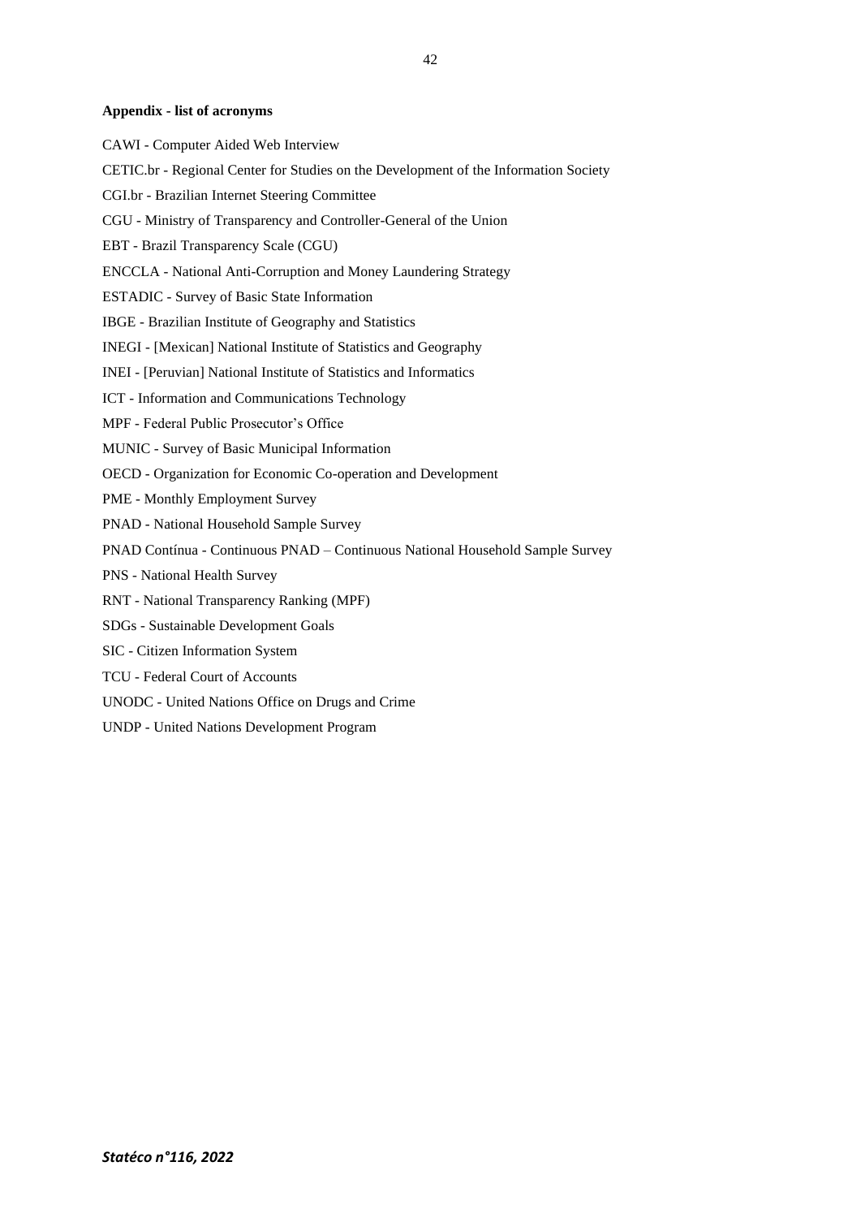**Appendix - list of acronyms**

CAWI - Computer Aided Web Interview

CETIC.br - Regional Center for Studies on the Development of the Information Society

CGI.br - Brazilian Internet Steering Committee

CGU - Ministry of Transparency and Controller-General of the Union

EBT - Brazil Transparency Scale (CGU)

ENCCLA - National Anti-Corruption and Money Laundering Strategy

ESTADIC - Survey of Basic State Information

IBGE - Brazilian Institute of Geography and Statistics

INEGI - [Mexican] National Institute of Statistics and Geography

INEI - [Peruvian] National Institute of Statistics and Informatics

ICT - Information and Communications Technology

MPF - Federal Public Prosecutor's Office

MUNIC - Survey of Basic Municipal Information

OECD - Organization for Economic Co-operation and Development

PME - Monthly Employment Survey

PNAD - National Household Sample Survey

PNAD Contínua - Continuous PNAD – Continuous National Household Sample Survey

PNS - National Health Survey

RNT - National Transparency Ranking (MPF)

SDGs - Sustainable Development Goals

SIC - Citizen Information System

TCU - Federal Court of Accounts

UNODC - United Nations Office on Drugs and Crime

UNDP - United Nations Development Program